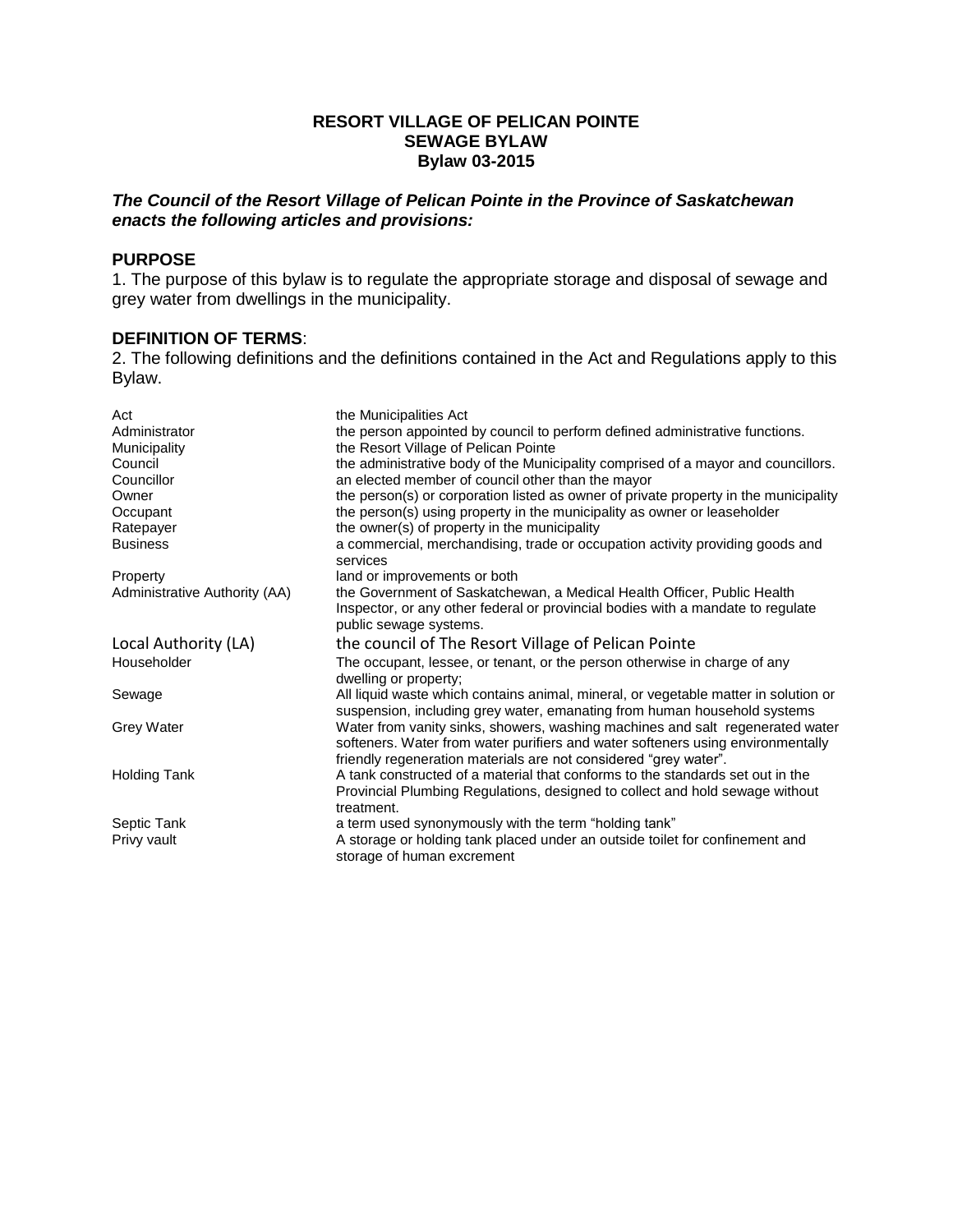**RESORT VILLAGE OF PELICAN POINTE**
**SEWAGE BYLAW**
**Bylaw 03-2015**

***The Council of the Resort Village of Pelican Pointe in the Province of Saskatchewan enacts the following articles and provisions:***

## PURPOSE

1. The purpose of this bylaw is to regulate the appropriate storage and disposal of sewage and grey water from dwellings in the municipality.

## DEFINITION OF TERMS:

2. The following definitions and the definitions contained in the Act and Regulations apply to this Bylaw.

| Term | Definition |
|---|---|
| Act | the Municipalities Act |
| Administrator | the person appointed by council to perform defined administrative functions. |
| Municipality | the Resort Village of Pelican Pointe |
| Council | the administrative body of the Municipality comprised of a mayor and councillors. |
| Councillor | an elected member of council other than the mayor |
| Owner | the person(s) or corporation listed as owner of private property in the municipality |
| Occupant | the person(s) using property in the municipality as owner or leaseholder |
| Ratepayer | the owner(s) of property in the municipality |
| Business | a commercial, merchandising, trade or occupation activity providing goods and services |
| Property | land or improvements or both |
| Administrative Authority (AA) | the Government of Saskatchewan, a Medical Health Officer, Public Health Inspector, or any other federal or provincial bodies with a mandate to regulate public sewage systems. |
| Local Authority (LA) | the council of The Resort Village of Pelican Pointe |
| Householder | The occupant, lessee, or tenant, or the person otherwise in charge of any dwelling or property; |
| Sewage | All liquid waste which contains animal, mineral, or vegetable matter in solution or suspension, including grey water, emanating from human household systems |
| Grey Water | Water from vanity sinks, showers, washing machines and salt regenerated water softeners. Water from water purifiers and water softeners using environmentally friendly regeneration materials are not considered "grey water". |
| Holding Tank | A tank constructed of a material that conforms to the standards set out in the Provincial Plumbing Regulations, designed to collect and hold sewage without treatment. |
| Septic Tank | a term used synonymously with the term "holding tank" |
| Privy vault | A storage or holding tank placed under an outside toilet for confinement and storage of human excrement |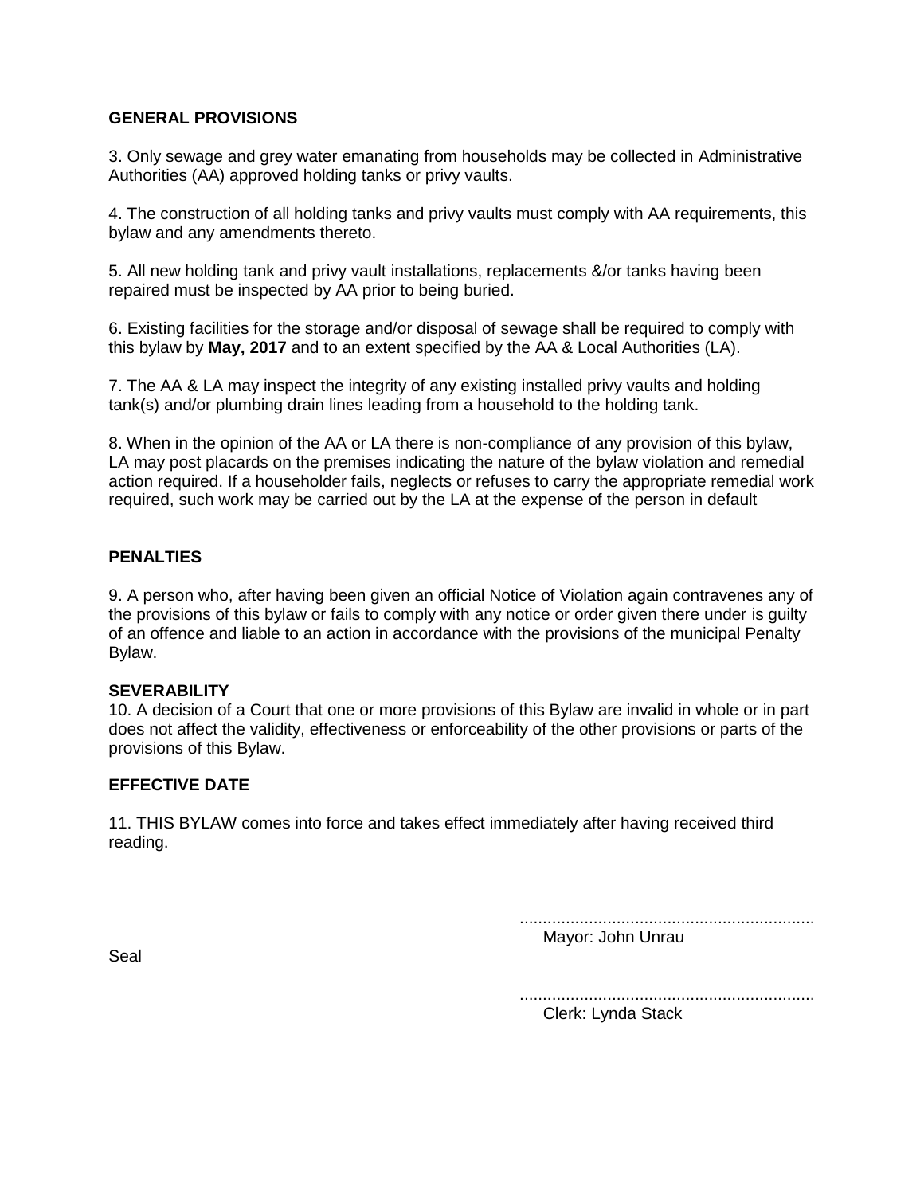## GENERAL PROVISIONS

3. Only sewage and grey water emanating from households may be collected in Administrative Authorities (AA) approved holding tanks or privy vaults.

4. The construction of all holding tanks and privy vaults must comply with AA requirements, this bylaw and any amendments thereto.

5. All new holding tank and privy vault installations, replacements &/or tanks having been repaired must be inspected by AA prior to being buried.

6. Existing facilities for the storage and/or disposal of sewage shall be required to comply with this bylaw by **May, 2017** and to an extent specified by the AA & Local Authorities (LA).

7. The AA & LA may inspect the integrity of any existing installed privy vaults and holding tank(s) and/or plumbing drain lines leading from a household to the holding tank.

8. When in the opinion of the AA or LA there is non-compliance of any provision of this bylaw, LA may post placards on the premises indicating the nature of the bylaw violation and remedial action required. If a householder fails, neglects or refuses to carry the appropriate remedial work required, such work may be carried out by the LA at the expense of the person in default

## PENALTIES

9. A person who, after having been given an official Notice of Violation again contravenes any of the provisions of this bylaw or fails to comply with any notice or order given there under is guilty of an offence and liable to an action in accordance with the provisions of the municipal Penalty Bylaw.

## SEVERABILITY

10. A decision of a Court that one or more provisions of this Bylaw are invalid in whole or in part does not affect the validity, effectiveness or enforceability of the other provisions or parts of the provisions of this Bylaw.

## EFFECTIVE DATE

11. THIS BYLAW comes into force and takes effect immediately after having received third reading.

...............................................................
Mayor: John Unrau

Seal

...............................................................
Clerk: Lynda Stack